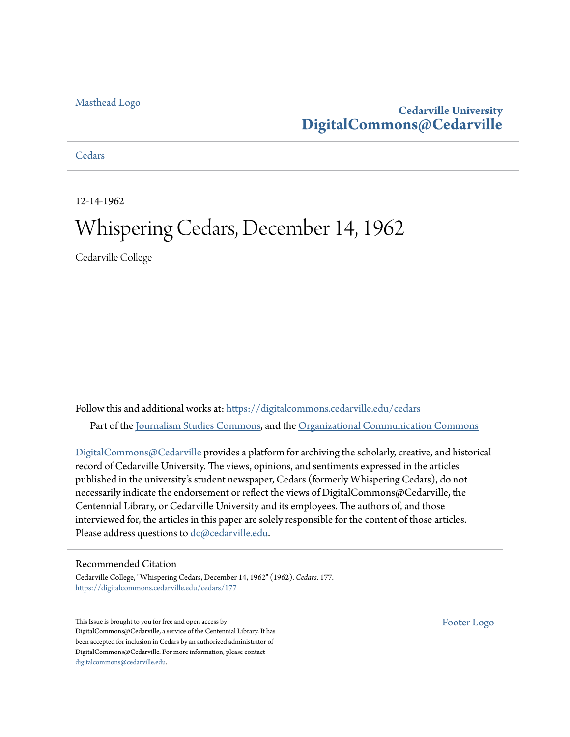Masthead Logo

**Cedarville University**
**DigitalCommons@Cedarville**

Cedars

12-14-1962

# Whispering Cedars, December 14, 1962

Cedarville College

Follow this and additional works at: https://digitalcommons.cedarville.edu/cedars

Part of the Journalism Studies Commons, and the Organizational Communication Commons

DigitalCommons@Cedarville provides a platform for archiving the scholarly, creative, and historical record of Cedarville University. The views, opinions, and sentiments expressed in the articles published in the university's student newspaper, Cedars (formerly Whispering Cedars), do not necessarily indicate the endorsement or reflect the views of DigitalCommons@Cedarville, the Centennial Library, or Cedarville University and its employees. The authors of, and those interviewed for, the articles in this paper are solely responsible for the content of those articles. Please address questions to dc@cedarville.edu.

## Recommended Citation

Cedarville College, "Whispering Cedars, December 14, 1962" (1962). *Cedars*. 177.
https://digitalcommons.cedarville.edu/cedars/177

This Issue is brought to you for free and open access by DigitalCommons@Cedarville, a service of the Centennial Library. It has been accepted for inclusion in Cedars by an authorized administrator of DigitalCommons@Cedarville. For more information, please contact digitalcommons@cedarville.edu.

Footer Logo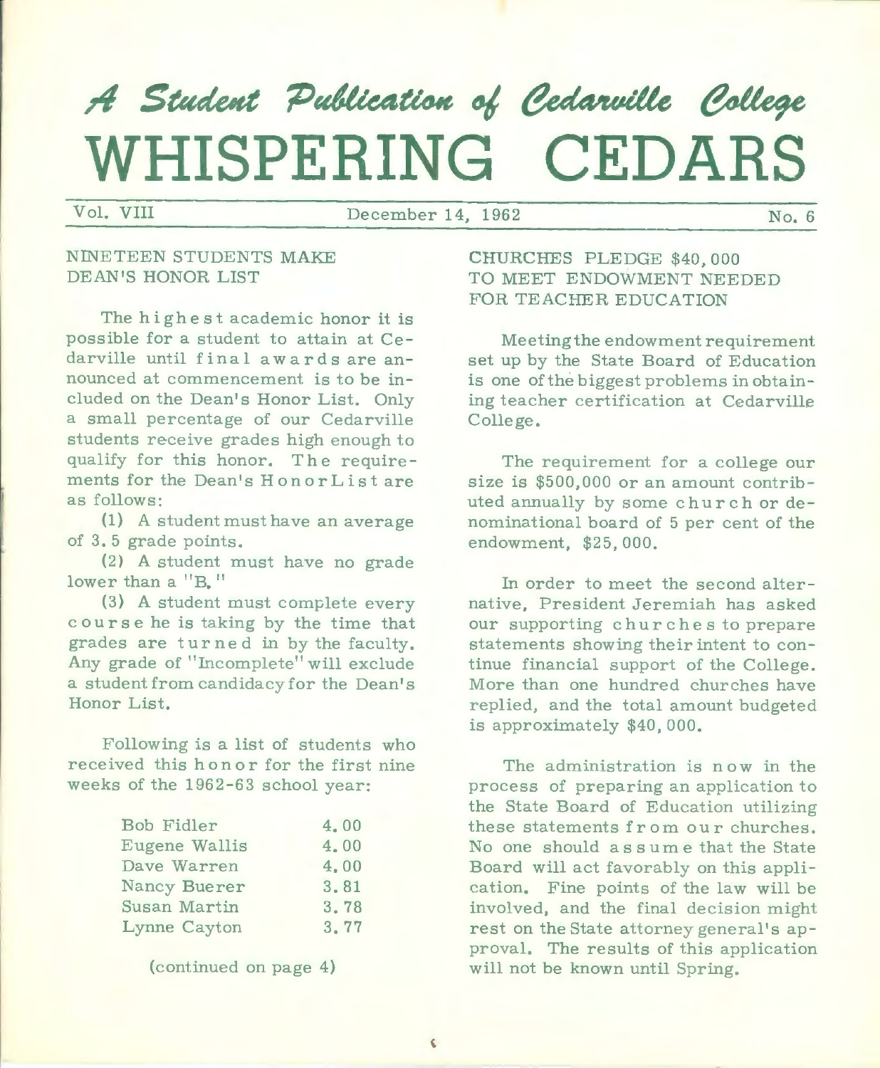*A Student Publication of Cedarville College*

# WHISPERING CEDARS

Vol. VIII — December 14, 1962 — No. 6

## NINETEEN STUDENTS MAKE DEAN'S HONOR LIST

The highest academic honor it is possible for a student to attain at Cedarville until final awards are announced at commencement is to be included on the Dean's Honor List. Only a small percentage of our Cedarville students receive grades high enough to qualify for this honor. The requirements for the Dean's Honor List are as follows:

(1) A student must have an average of 3.5 grade points.

(2) A student must have no grade lower than a "B."

(3) A student must complete every course he is taking by the time that grades are turned in by the faculty. Any grade of "Incomplete" will exclude a student from candidacy for the Dean's Honor List.

Following is a list of students who received this honor for the first nine weeks of the 1962-63 school year:

| | |
|---|---|
| Bob Fidler | 4.00 |
| Eugene Wallis | 4.00 |
| Dave Warren | 4.00 |
| Nancy Buerer | 3.81 |
| Susan Martin | 3.78 |
| Lynne Cayton | 3.77 |

(continued on page 4)

## CHURCHES PLEDGE $40,000 TO MEET ENDOWMENT NEEDED FOR TEACHER EDUCATION

Meeting the endowment requirement set up by the State Board of Education is one of the biggest problems in obtaining teacher certification at Cedarville College.

The requirement for a college our size is $500,000 or an amount contributed annually by some church or denominational board of 5 per cent of the endowment, $25,000.

In order to meet the second alternative, President Jeremiah has asked our supporting churches to prepare statements showing their intent to continue financial support of the College. More than one hundred churches have replied, and the total amount budgeted is approximately $40,000.

The administration is now in the process of preparing an application to the State Board of Education utilizing these statements from our churches. No one should assume that the State Board will act favorably on this application. Fine points of the law will be involved, and the final decision might rest on the State attorney general's approval. The results of this application will not be known until Spring.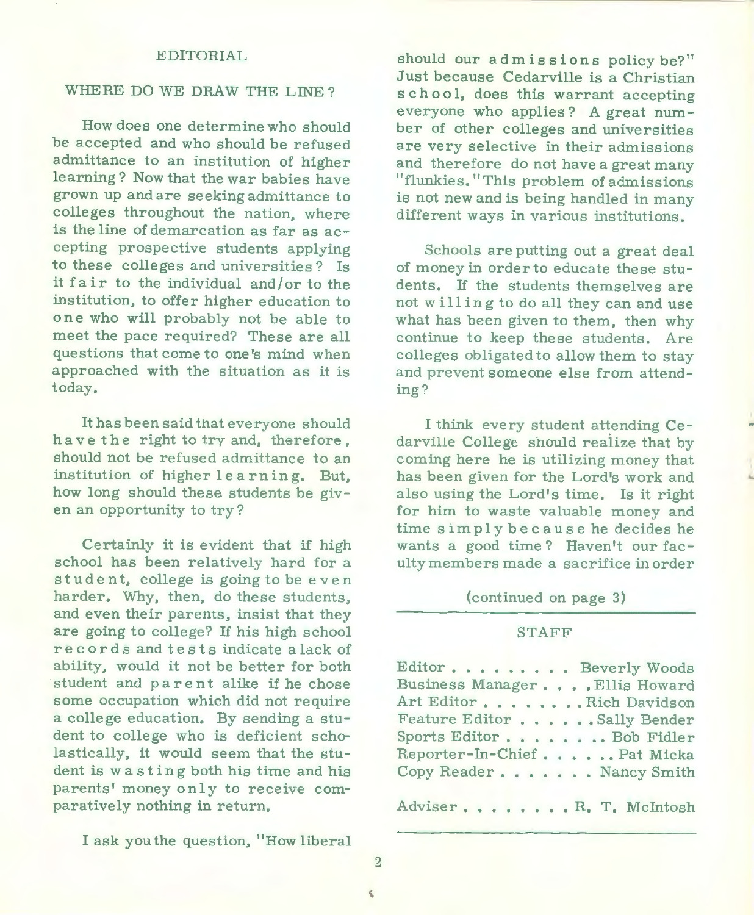EDITORIAL

## WHERE DO WE DRAW THE LINE?

How does one determine who should be accepted and who should be refused admittance to an institution of higher learning? Now that the war babies have grown up and are seeking admittance to colleges throughout the nation, where is the line of demarcation as far as accepting prospective students applying to these colleges and universities? Is it fair to the individual and/or to the institution, to offer higher education to one who will probably not be able to meet the pace required? These are all questions that come to one's mind when approached with the situation as it is today.

It has been said that everyone should have the right to try and, therefore, should not be refused admittance to an institution of higher learning. But, how long should these students be given an opportunity to try?

Certainly it is evident that if high school has been relatively hard for a student, college is going to be even harder. Why, then, do these students, and even their parents, insist that they are going to college? If his high school records and tests indicate a lack of ability, would it not be better for both student and parent alike if he chose some occupation which did not require a college education. By sending a student to college who is deficient scholastically, it would seem that the student is wasting both his time and his parents' money only to receive comparatively nothing in return.

I ask you the question, "How liberal should our admissions policy be?" Just because Cedarville is a Christian school, does this warrant accepting everyone who applies? A great number of other colleges and universities are very selective in their admissions and therefore do not have a great many "flunkies." This problem of admissions is not new and is being handled in many different ways in various institutions.

Schools are putting out a great deal of money in order to educate these students. If the students themselves are not willing to do all they can and use what has been given to them, then why continue to keep these students. Are colleges obligated to allow them to stay and prevent someone else from attending?

I think every student attending Cedarville College should realize that by coming here he is utilizing money that has been given for the Lord's work and also using the Lord's time. Is it right for him to waste valuable money and time simply because he decides he wants a good time? Haven't our faculty members made a sacrifice in order

(continued on page 3)

---

### STAFF

Editor . . . . . . . . . Beverly Woods
Business Manager . . . . Ellis Howard
Art Editor . . . . . . . . Rich Davidson
Feature Editor . . . . . . Sally Bender
Sports Editor . . . . . . . . Bob Fidler
Reporter-In-Chief . . . . . . Pat Micka
Copy Reader . . . . . . . Nancy Smith

Adviser . . . . . . . . R. T. McIntosh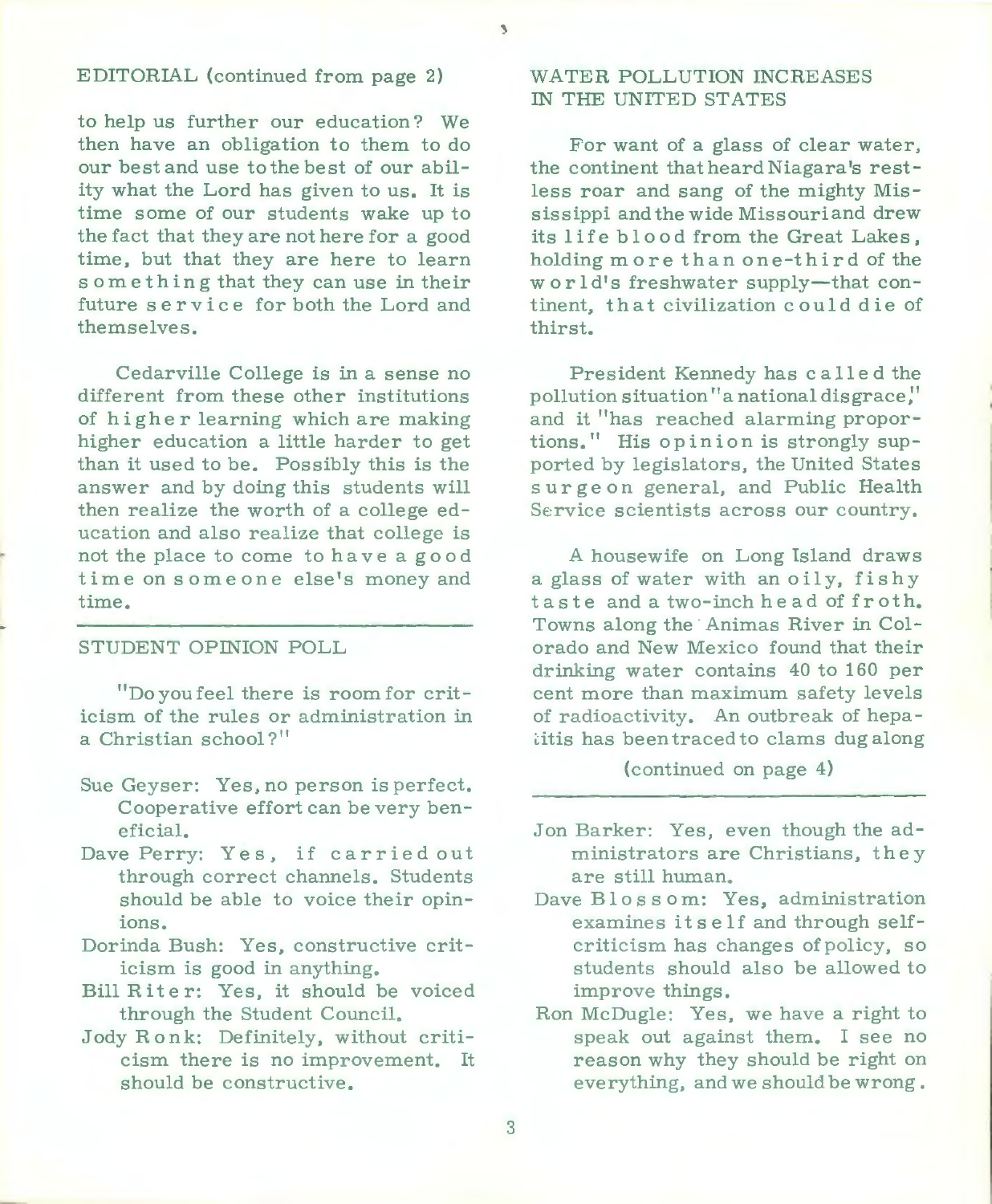EDITORIAL (continued from page 2)

to help us further our education? We then have an obligation to them to do our best and use to the best of our ability what the Lord has given to us. It is time some of our students wake up to the fact that they are not here for a good time, but that they are here to learn something that they can use in their future service for both the Lord and themselves.

Cedarville College is in a sense no different from these other institutions of higher learning which are making higher education a little harder to get than it used to be. Possibly this is the answer and by doing this students will then realize the worth of a college education and also realize that college is not the place to come to have a good time on someone else's money and time.

---

## STUDENT OPINION POLL

"Do you feel there is room for criticism of the rules or administration in a Christian school?"

- Sue Geyser: Yes, no person is perfect. Cooperative effort can be very beneficial.
- Dave Perry: Yes, if carried out through correct channels. Students should be able to voice their opinions.
- Dorinda Bush: Yes, constructive criticism is good in anything.
- Bill Riter: Yes, it should be voiced through the Student Council.
- Jody Ronk: Definitely, without criticism there is no improvement. It should be constructive.
- Jon Barker: Yes, even though the administrators are Christians, they are still human.
- Dave Blossom: Yes, administration examines itself and through self-criticism has changes of policy, so students should also be allowed to improve things.
- Ron McDugle: Yes, we have a right to speak out against them. I see no reason why they should be right on everything, and we should be wrong.

---

## WATER POLLUTION INCREASES IN THE UNITED STATES

For want of a glass of clear water, the continent that heard Niagara's restless roar and sang of the mighty Mississippi and the wide Missouri and drew its life blood from the Great Lakes, holding more than one-third of the world's freshwater supply—that continent, that civilization could die of thirst.

President Kennedy has called the pollution situation "a national disgrace," and it "has reached alarming proportions." His opinion is strongly supported by legislators, the United States surgeon general, and Public Health Service scientists across our country.

A housewife on Long Island draws a glass of water with an oily, fishy taste and a two-inch head of froth. Towns along the Animas River in Colorado and New Mexico found that their drinking water contains 40 to 160 per cent more than maximum safety levels of radioactivity. An outbreak of hepatitis has been traced to clams dug along

(continued on page 4)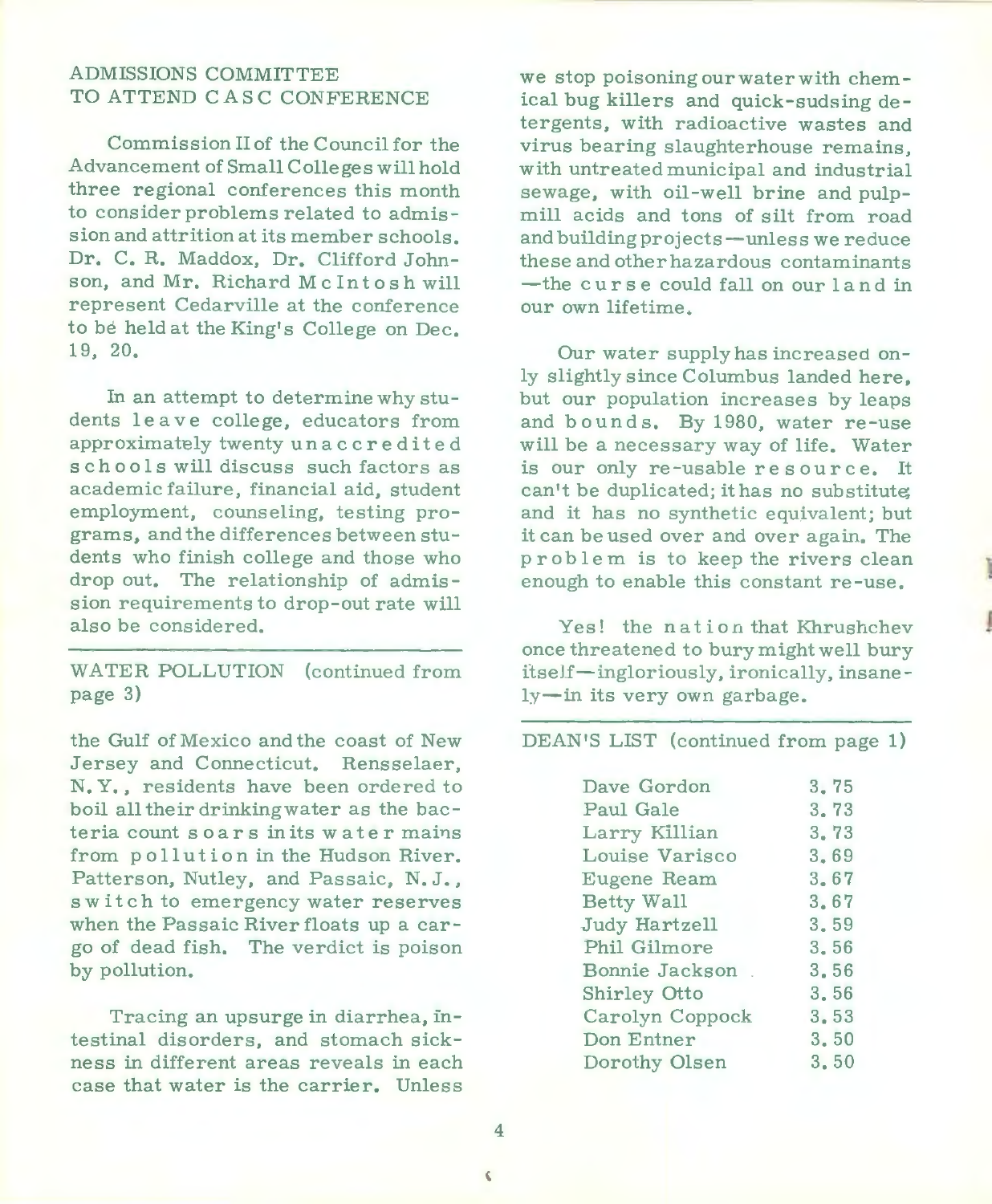## ADMISSIONS COMMITTEE TO ATTEND CASC CONFERENCE

Commission II of the Council for the Advancement of Small Colleges will hold three regional conferences this month to consider problems related to admission and attrition at its member schools. Dr. C. R. Maddox, Dr. Clifford Johnson, and Mr. Richard McIntosh will represent Cedarville at the conference to be held at the King's College on Dec. 19, 20.

In an attempt to determine why students leave college, educators from approximately twenty unaccredited schools will discuss such factors as academic failure, financial aid, student employment, counseling, testing programs, and the differences between students who finish college and those who drop out. The relationship of admission requirements to drop-out rate will also be considered.

---

WATER POLLUTION (continued from page 3)

the Gulf of Mexico and the coast of New Jersey and Connecticut. Rensselaer, N.Y., residents have been ordered to boil all their drinking water as the bacteria count soars in its water mains from pollution in the Hudson River. Patterson, Nutley, and Passaic, N.J., switch to emergency water reserves when the Passaic River floats up a cargo of dead fish. The verdict is poison by pollution.

Tracing an upsurge in diarrhea, intestinal disorders, and stomach sickness in different areas reveals in each case that water is the carrier. Unless we stop poisoning our water with chemical bug killers and quick-sudsing detergents, with radioactive wastes and virus bearing slaughterhouse remains, with untreated municipal and industrial sewage, with oil-well brine and pulp-mill acids and tons of silt from road and building projects—unless we reduce these and other hazardous contaminants —the curse could fall on our land in our own lifetime.

Our water supply has increased only slightly since Columbus landed here, but our population increases by leaps and bounds. By 1980, water re-use will be a necessary way of life. Water is our only re-usable resource. It can't be duplicated; it has no substitute; and it has no synthetic equivalent; but it can be used over and over again. The problem is to keep the rivers clean enough to enable this constant re-use.

Yes! the nation that Khrushchev once threatened to bury might well bury itself—ingloriously, ironically, insanely—in its very own garbage.

---

DEAN'S LIST (continued from page 1)

| | |
|---|---|
| Dave Gordon | 3.75 |
| Paul Gale | 3.73 |
| Larry Killian | 3.73 |
| Louise Varisco | 3.69 |
| Eugene Ream | 3.67 |
| Betty Wall | 3.67 |
| Judy Hartzell | 3.59 |
| Phil Gilmore | 3.56 |
| Bonnie Jackson | 3.56 |
| Shirley Otto | 3.56 |
| Carolyn Coppock | 3.53 |
| Don Entner | 3.50 |
| Dorothy Olsen | 3.50 |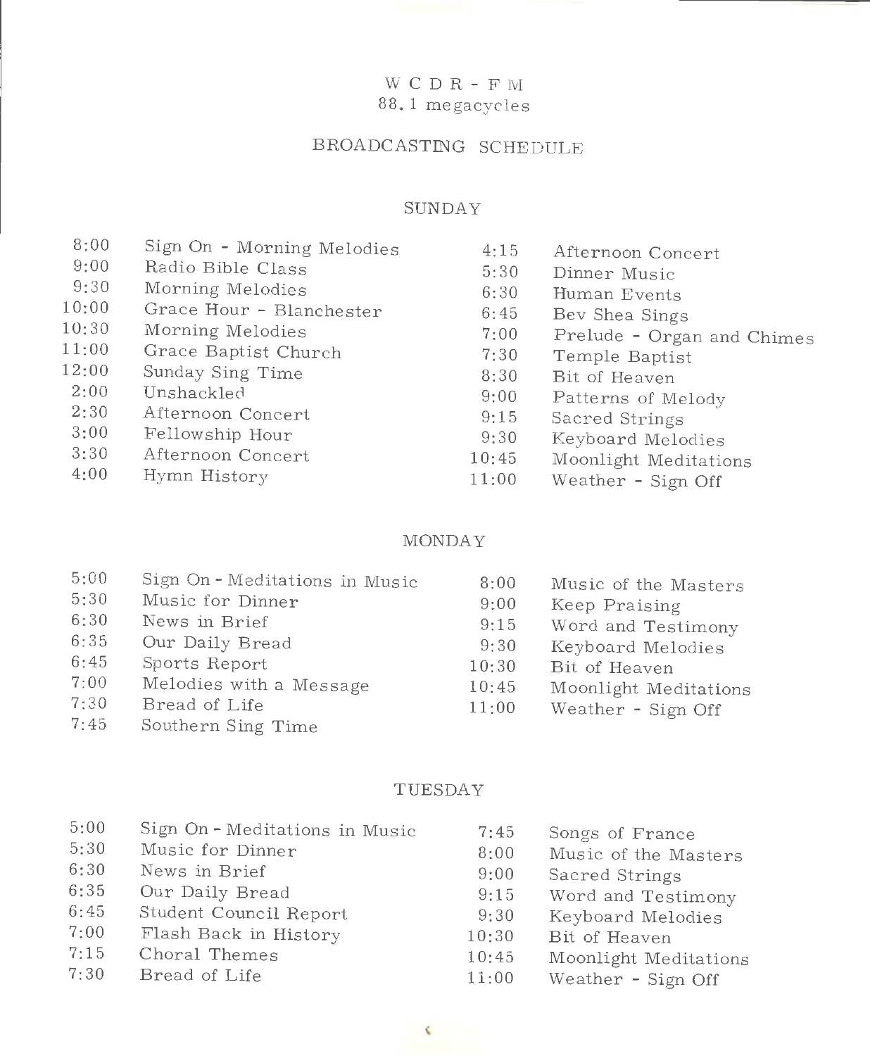# WCDR-FM
## 88.1 megacycles

## BROADCASTING SCHEDULE

### SUNDAY

| | | | |
|---|---|---|---|
| 8:00 | Sign On - Morning Melodies | 4:15 | Afternoon Concert |
| 9:00 | Radio Bible Class | 5:30 | Dinner Music |
| 9:30 | Morning Melodies | 6:30 | Human Events |
| 10:00 | Grace Hour - Blanchester | 6:45 | Bev Shea Sings |
| 10:30 | Morning Melodies | 7:00 | Prelude - Organ and Chimes |
| 11:00 | Grace Baptist Church | 7:30 | Temple Baptist |
| 12:00 | Sunday Sing Time | 8:30 | Bit of Heaven |
| 2:00 | Unshackled | 9:00 | Patterns of Melody |
| 2:30 | Afternoon Concert | 9:15 | Sacred Strings |
| 3:00 | Fellowship Hour | 9:30 | Keyboard Melodies |
| 3:30 | Afternoon Concert | 10:45 | Moonlight Meditations |
| 4:00 | Hymn History | 11:00 | Weather - Sign Off |

### MONDAY

| | | | |
|---|---|---|---|
| 5:00 | Sign On - Meditations in Music | 8:00 | Music of the Masters |
| 5:30 | Music for Dinner | 9:00 | Keep Praising |
| 6:30 | News in Brief | 9:15 | Word and Testimony |
| 6:35 | Our Daily Bread | 9:30 | Keyboard Melodies |
| 6:45 | Sports Report | 10:30 | Bit of Heaven |
| 7:00 | Melodies with a Message | 10:45 | Moonlight Meditations |
| 7:30 | Bread of Life | 11:00 | Weather - Sign Off |
| 7:45 | Southern Sing Time | | |

### TUESDAY

| | | | |
|---|---|---|---|
| 5:00 | Sign On - Meditations in Music | 7:45 | Songs of France |
| 5:30 | Music for Dinner | 8:00 | Music of the Masters |
| 6:30 | News in Brief | 9:00 | Sacred Strings |
| 6:35 | Our Daily Bread | 9:15 | Word and Testimony |
| 6:45 | Student Council Report | 9:30 | Keyboard Melodies |
| 7:00 | Flash Back in History | 10:30 | Bit of Heaven |
| 7:15 | Choral Themes | 10:45 | Moonlight Meditations |
| 7:30 | Bread of Life | 11:00 | Weather - Sign Off |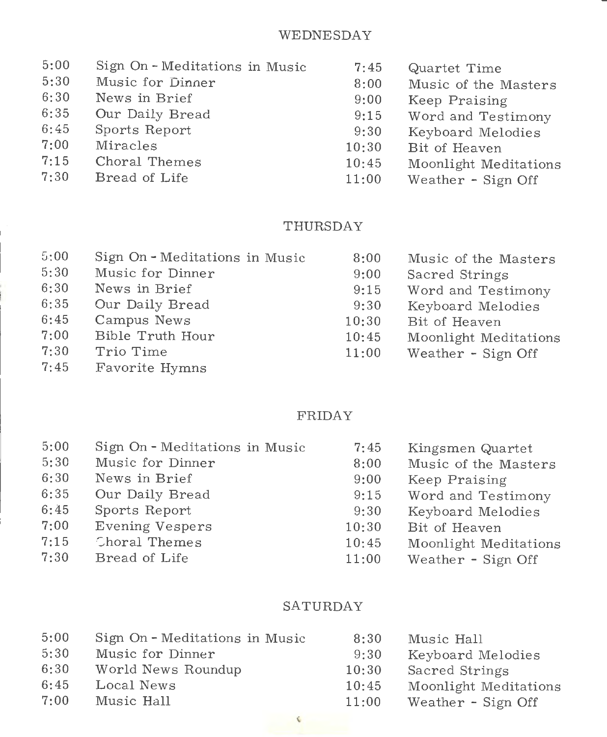## WEDNESDAY

| | | | |
|---|---|---|---|
| 5:00 | Sign On - Meditations in Music | 7:45 | Quartet Time |
| 5:30 | Music for Dinner | 8:00 | Music of the Masters |
| 6:30 | News in Brief | 9:00 | Keep Praising |
| 6:35 | Our Daily Bread | 9:15 | Word and Testimony |
| 6:45 | Sports Report | 9:30 | Keyboard Melodies |
| 7:00 | Miracles | 10:30 | Bit of Heaven |
| 7:15 | Choral Themes | 10:45 | Moonlight Meditations |
| 7:30 | Bread of Life | 11:00 | Weather - Sign Off |

## THURSDAY

| | | | |
|---|---|---|---|
| 5:00 | Sign On - Meditations in Music | 8:00 | Music of the Masters |
| 5:30 | Music for Dinner | 9:00 | Sacred Strings |
| 6:30 | News in Brief | 9:15 | Word and Testimony |
| 6:35 | Our Daily Bread | 9:30 | Keyboard Melodies |
| 6:45 | Campus News | 10:30 | Bit of Heaven |
| 7:00 | Bible Truth Hour | 10:45 | Moonlight Meditations |
| 7:30 | Trio Time | 11:00 | Weather - Sign Off |
| 7:45 | Favorite Hymns | | |

## FRIDAY

| | | | |
|---|---|---|---|
| 5:00 | Sign On - Meditations in Music | 7:45 | Kingsmen Quartet |
| 5:30 | Music for Dinner | 8:00 | Music of the Masters |
| 6:30 | News in Brief | 9:00 | Keep Praising |
| 6:35 | Our Daily Bread | 9:15 | Word and Testimony |
| 6:45 | Sports Report | 9:30 | Keyboard Melodies |
| 7:00 | Evening Vespers | 10:30 | Bit of Heaven |
| 7:15 | Choral Themes | 10:45 | Moonlight Meditations |
| 7:30 | Bread of Life | 11:00 | Weather - Sign Off |

## SATURDAY

| | | | |
|---|---|---|---|
| 5:00 | Sign On - Meditations in Music | 8:30 | Music Hall |
| 5:30 | Music for Dinner | 9:30 | Keyboard Melodies |
| 6:30 | World News Roundup | 10:30 | Sacred Strings |
| 6:45 | Local News | 10:45 | Moonlight Meditations |
| 7:00 | Music Hall | 11:00 | Weather - Sign Off |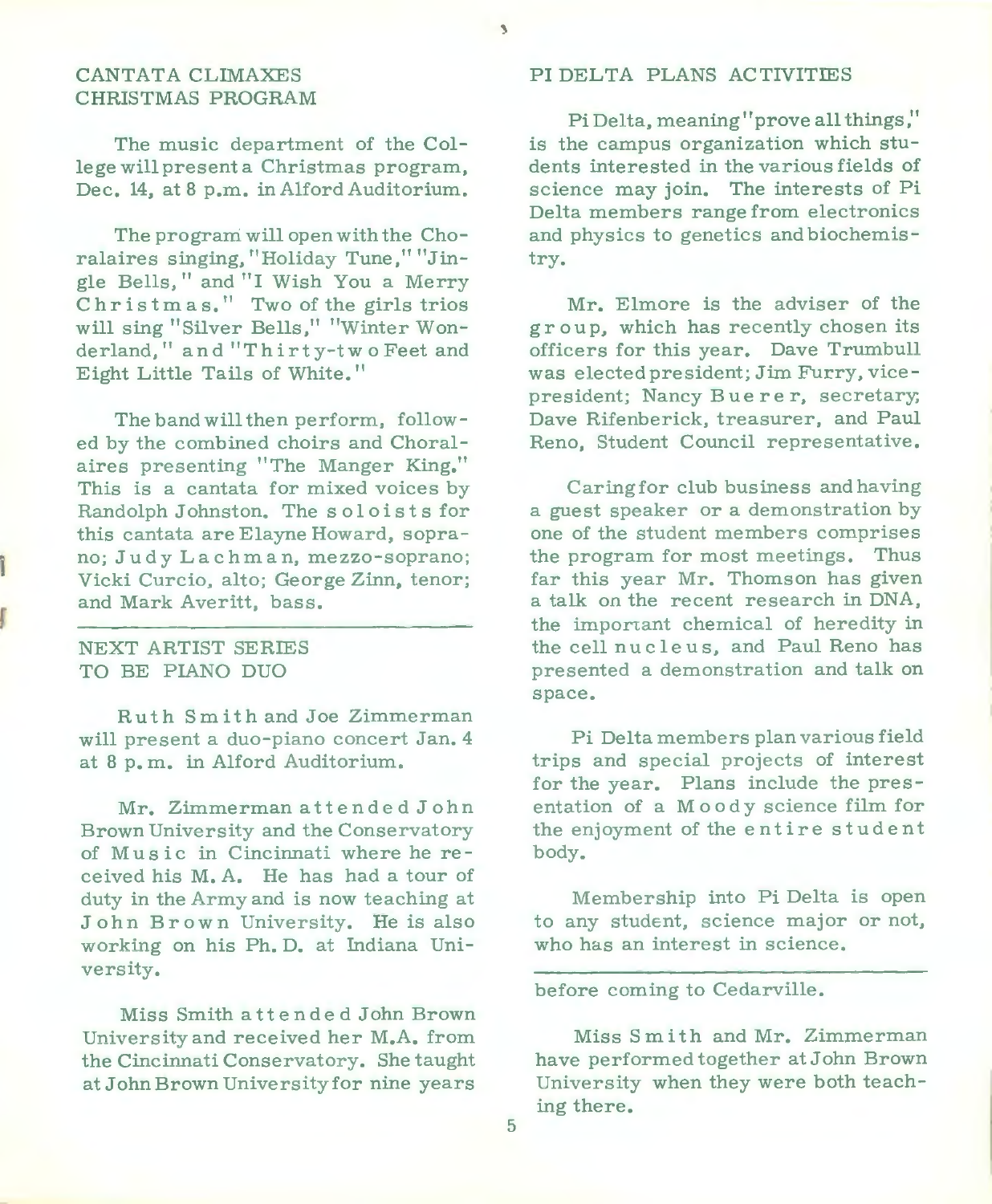## CANTATA CLIMAXES CHRISTMAS PROGRAM

The music department of the College will present a Christmas program, Dec. 14, at 8 p.m. in Alford Auditorium.

The program will open with the Choralaires singing, "Holiday Tune," "Jingle Bells," and "I Wish You a Merry Christmas." Two of the girls trios will sing "Silver Bells," "Winter Wonderland," and "Thirty-two Feet and Eight Little Tails of White."

The band will then perform, followed by the combined choirs and Choralaires presenting "The Manger King." This is a cantata for mixed voices by Randolph Johnston. The soloists for this cantata are Elayne Howard, soprano; Judy Lachman, mezzo-soprano; Vicki Curcio, alto; George Zinn, tenor; and Mark Averitt, bass.

---

## NEXT ARTIST SERIES TO BE PIANO DUO

Ruth Smith and Joe Zimmerman will present a duo-piano concert Jan. 4 at 8 p.m. in Alford Auditorium.

Mr. Zimmerman attended John Brown University and the Conservatory of Music in Cincinnati where he received his M. A. He has had a tour of duty in the Army and is now teaching at John Brown University. He is also working on his Ph. D. at Indiana University.

Miss Smith attended John Brown University and received her M.A. from the Cincinnati Conservatory. She taught at John Brown University for nine years before coming to Cedarville.

Miss Smith and Mr. Zimmerman have performed together at John Brown University when they were both teaching there.

## PI DELTA PLANS ACTIVITIES

Pi Delta, meaning "prove all things," is the campus organization which students interested in the various fields of science may join. The interests of Pi Delta members range from electronics and physics to genetics and biochemistry.

Mr. Elmore is the adviser of the group, which has recently chosen its officers for this year. Dave Trumbull was elected president; Jim Furry, vice-president; Nancy Buerer, secretary; Dave Rifenberick, treasurer, and Paul Reno, Student Council representative.

Caring for club business and having a guest speaker or a demonstration by one of the student members comprises the program for most meetings. Thus far this year Mr. Thomson has given a talk on the recent research in DNA, the important chemical of heredity in the cell nucleus, and Paul Reno has presented a demonstration and talk on space.

Pi Delta members plan various field trips and special projects of interest for the year. Plans include the presentation of a Moody science film for the enjoyment of the entire student body.

Membership into Pi Delta is open to any student, science major or not, who has an interest in science.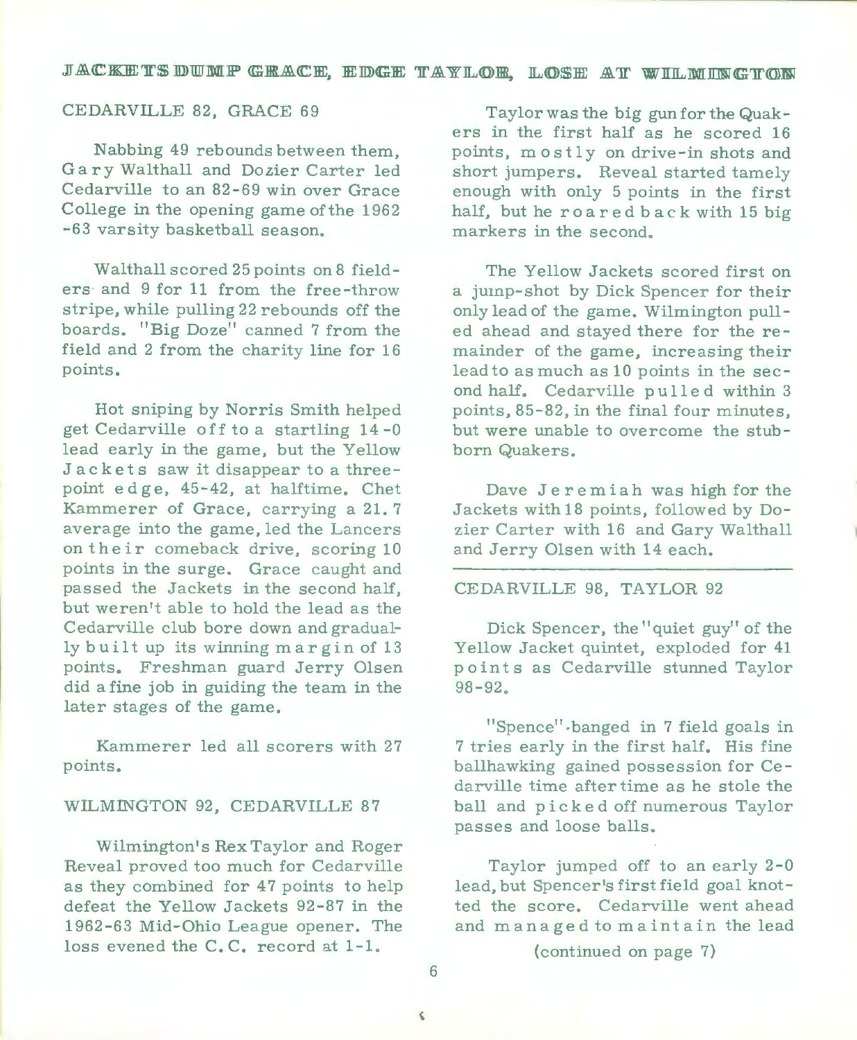## JACKETS DUMP GRACE, EDGE TAYLOR, LOSE AT WILMINGTON

### CEDARVILLE 82, GRACE 69

Nabbing 49 rebounds between them, Gary Walthall and Dozier Carter led Cedarville to an 82-69 win over Grace College in the opening game of the 1962-63 varsity basketball season.

Walthall scored 25 points on 8 fielders and 9 for 11 from the free-throw stripe, while pulling 22 rebounds off the boards. "Big Doze" canned 7 from the field and 2 from the charity line for 16 points.

Hot sniping by Norris Smith helped get Cedarville off to a startling 14-0 lead early in the game, but the Yellow Jackets saw it disappear to a three-point edge, 45-42, at halftime. Chet Kammerer of Grace, carrying a 21.7 average into the game, led the Lancers on their comeback drive, scoring 10 points in the surge. Grace caught and passed the Jackets in the second half, but weren't able to hold the lead as the Cedarville club bore down and gradually built up its winning margin of 13 points. Freshman guard Jerry Olsen did a fine job in guiding the team in the later stages of the game.

Kammerer led all scorers with 27 points.

### WILMINGTON 92, CEDARVILLE 87

Wilmington's Rex Taylor and Roger Reveal proved too much for Cedarville as they combined for 47 points to help defeat the Yellow Jackets 92-87 in the 1962-63 Mid-Ohio League opener. The loss evened the C.C. record at 1-1.

Taylor was the big gun for the Quakers in the first half as he scored 16 points, mostly on drive-in shots and short jumpers. Reveal started tamely enough with only 5 points in the first half, but he roared back with 15 big markers in the second.

The Yellow Jackets scored first on a jump-shot by Dick Spencer for their only lead of the game. Wilmington pulled ahead and stayed there for the remainder of the game, increasing their lead to as much as 10 points in the second half. Cedarville pulled within 3 points, 85-82, in the final four minutes, but were unable to overcome the stubborn Quakers.

Dave Jeremiah was high for the Jackets with 18 points, followed by Dozier Carter with 16 and Gary Walthall and Jerry Olsen with 14 each.

---

### CEDARVILLE 98, TAYLOR 92

Dick Spencer, the "quiet guy" of the Yellow Jacket quintet, exploded for 41 points as Cedarville stunned Taylor 98-92.

"Spence" banged in 7 field goals in 7 tries early in the first half. His fine ballhawking gained possession for Cedarville time after time as he stole the ball and picked off numerous Taylor passes and loose balls.

Taylor jumped off to an early 2-0 lead, but Spencer's first field goal knotted the score. Cedarville went ahead and managed to maintain the lead

(continued on page 7)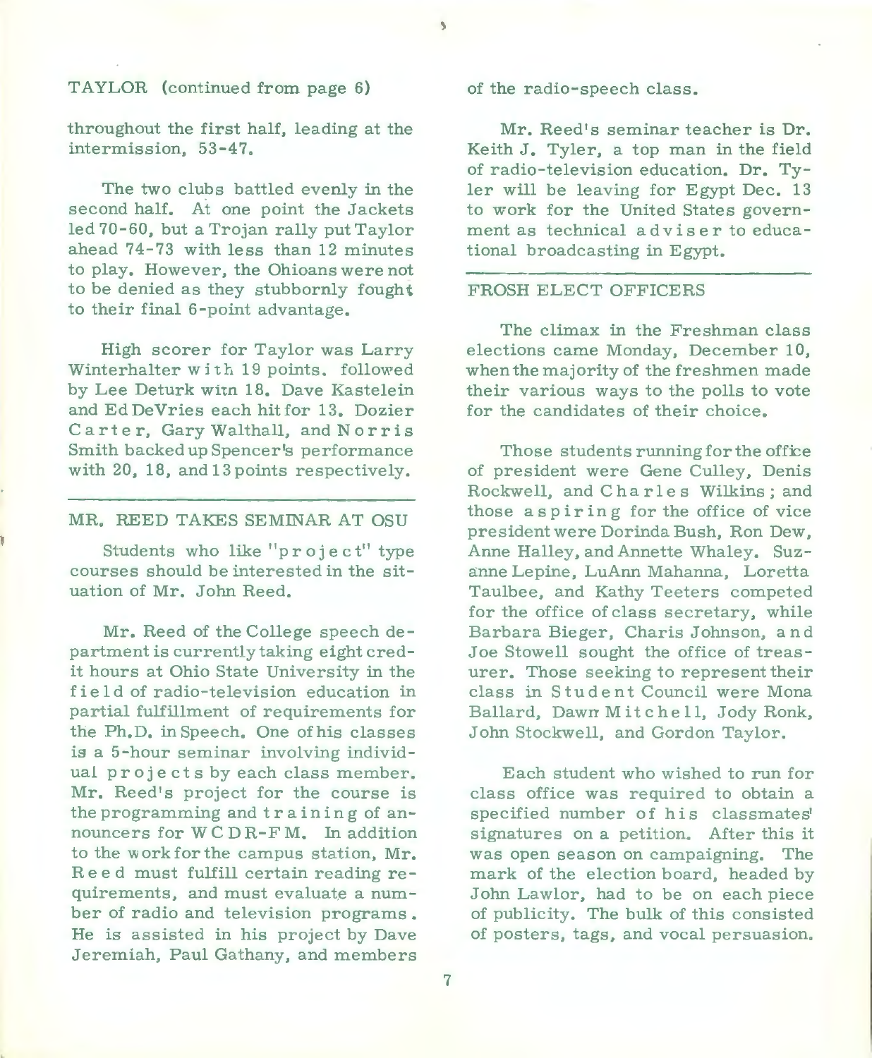TAYLOR (continued from page 6)

throughout the first half, leading at the intermission, 53-47.

The two clubs battled evenly in the second half. At one point the Jackets led 70-60, but a Trojan rally put Taylor ahead 74-73 with less than 12 minutes to play. However, the Ohioans were not to be denied as they stubbornly fought to their final 6-point advantage.

High scorer for Taylor was Larry Winterhalter with 19 points. followed by Lee Deturk witn 18. Dave Kastelein and Ed DeVries each hit for 13. Dozier Carter, Gary Walthall, and Norris Smith backed up Spencer's performance with 20, 18, and 13 points respectively.

## MR. REED TAKES SEMINAR AT OSU

Students who like "project" type courses should be interested in the situation of Mr. John Reed.

Mr. Reed of the College speech department is currently taking eight credit hours at Ohio State University in the field of radio-television education in partial fulfillment of requirements for the Ph.D. in Speech. One of his classes is a 5-hour seminar involving individual projects by each class member. Mr. Reed's project for the course is the programming and training of announcers for WCDR-FM. In addition to the work for the campus station, Mr. Reed must fulfill certain reading requirements, and must evaluate a number of radio and television programs. He is assisted in his project by Dave Jeremiah, Paul Gathany, and members of the radio-speech class.

Mr. Reed's seminar teacher is Dr. Keith J. Tyler, a top man in the field of radio-television education. Dr. Tyler will be leaving for Egypt Dec. 13 to work for the United States government as technical adviser to educational broadcasting in Egypt.

## FROSH ELECT OFFICERS

The climax in the Freshman class elections came Monday, December 10, when the majority of the freshmen made their various ways to the polls to vote for the candidates of their choice.

Those students running for the office of president were Gene Culley, Denis Rockwell, and Charles Wilkins; and those aspiring for the office of vice president were Dorinda Bush, Ron Dew, Anne Halley, and Annette Whaley. Suzanne Lepine, LuAnn Mahanna, Loretta Taulbee, and Kathy Teeters competed for the office of class secretary, while Barbara Bieger, Charis Johnson, and Joe Stowell sought the office of treasurer. Those seeking to represent their class in Student Council were Mona Ballard, Dawn Mitchell, Jody Ronk, John Stockwell, and Gordon Taylor.

Each student who wished to run for class office was required to obtain a specified number of his classmates' signatures on a petition. After this it was open season on campaigning. The mark of the election board, headed by John Lawlor, had to be on each piece of publicity. The bulk of this consisted of posters, tags, and vocal persuasion.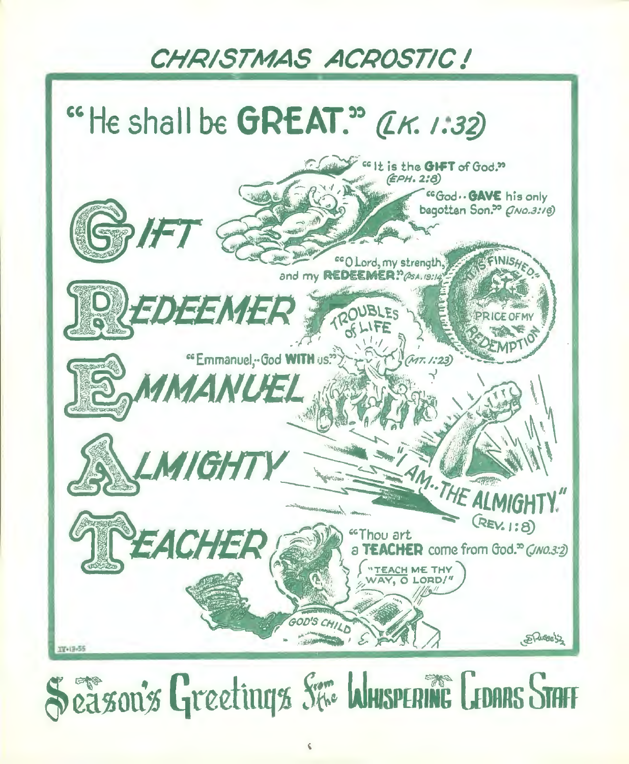# CHRISTMAS ACROSTIC!

## "He shall be GREAT." (LK. 1:32)

"It is the **GIFT** of God." (EPH. 2:8)

"God .. **GAVE** his only begotten Son." (JNO. 3:16)

**G**IFT

"O Lord, my strength, and my **REDEEMER**." (PSA. 19:14)

**R**EDEEMER

TROUBLES OF LIFE

"IT IS FINISHED" — PRICE OF MY REDEMPTION

"Emmanuel,-- God **WITH** us." (MT. 1:23)

**E**MMANUEL

**A**LMIGHTY

"I AM .. THE ALMIGHTY." (REV. 1:8)

**T**EACHER

"Thou art a **TEACHER** come from God." (JNO. 3:2)

"TEACH ME THY WAY, O LORD!"

GOD'S CHILD

XV-12-55

Season's Greetings from the Whispering Cedars Staff